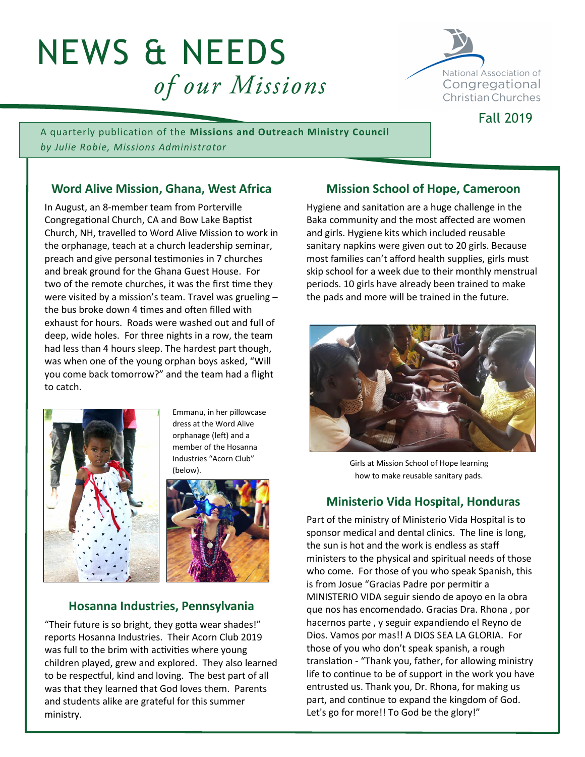# NEWS & NEEDS *of our Missions*

National Association of Congregational Christian Churches

Fall 2019

A quarterly publication of the **Missions and Outreach Ministry Council**
*by Julie Robie, Missions Administrator*

## Word Alive Mission, Ghana, West Africa

In August, an 8-member team from Porterville Congregational Church, CA and Bow Lake Baptist Church, NH, travelled to Word Alive Mission to work in the orphanage, teach at a church leadership seminar, preach and give personal testimonies in 7 churches and break ground for the Ghana Guest House. For two of the remote churches, it was the first time they were visited by a mission's team. Travel was grueling – the bus broke down 4 times and often filled with exhaust for hours. Roads were washed out and full of deep, wide holes. For three nights in a row, the team had less than 4 hours sleep. The hardest part though, was when one of the young orphan boys asked, "Will you come back tomorrow?" and the team had a flight to catch.

Emmanu, in her pillowcase dress at the Word Alive orphanage (left) and a member of the Hosanna Industries "Acorn Club" (below).

## Hosanna Industries, Pennsylvania

"Their future is so bright, they gotta wear shades!" reports Hosanna Industries. Their Acorn Club 2019 was full to the brim with activities where young children played, grew and explored. They also learned to be respectful, kind and loving. The best part of all was that they learned that God loves them. Parents and students alike are grateful for this summer ministry.

## Mission School of Hope, Cameroon

Hygiene and sanitation are a huge challenge in the Baka community and the most affected are women and girls. Hygiene kits which included reusable sanitary napkins were given out to 20 girls. Because most families can't afford health supplies, girls must skip school for a week due to their monthly menstrual periods. 10 girls have already been trained to make the pads and more will be trained in the future.

Girls at Mission School of Hope learning how to make reusable sanitary pads.

## Ministerio Vida Hospital, Honduras

Part of the ministry of Ministerio Vida Hospital is to sponsor medical and dental clinics. The line is long, the sun is hot and the work is endless as staff ministers to the physical and spiritual needs of those who come. For those of you who speak Spanish, this is from Josue "Gracias Padre por permitir a MINISTERIO VIDA seguir siendo de apoyo en la obra que nos has encomendado. Gracias Dra. Rhona , por hacernos parte , y seguir expandiendo el Reyno de Dios. Vamos por mas!! A DIOS SEA LA GLORIA. For those of you who don't speak spanish, a rough translation - "Thank you, father, for allowing ministry life to continue to be of support in the work you have entrusted us. Thank you, Dr. Rhona, for making us part, and continue to expand the kingdom of God. Let's go for more!! To God be the glory!"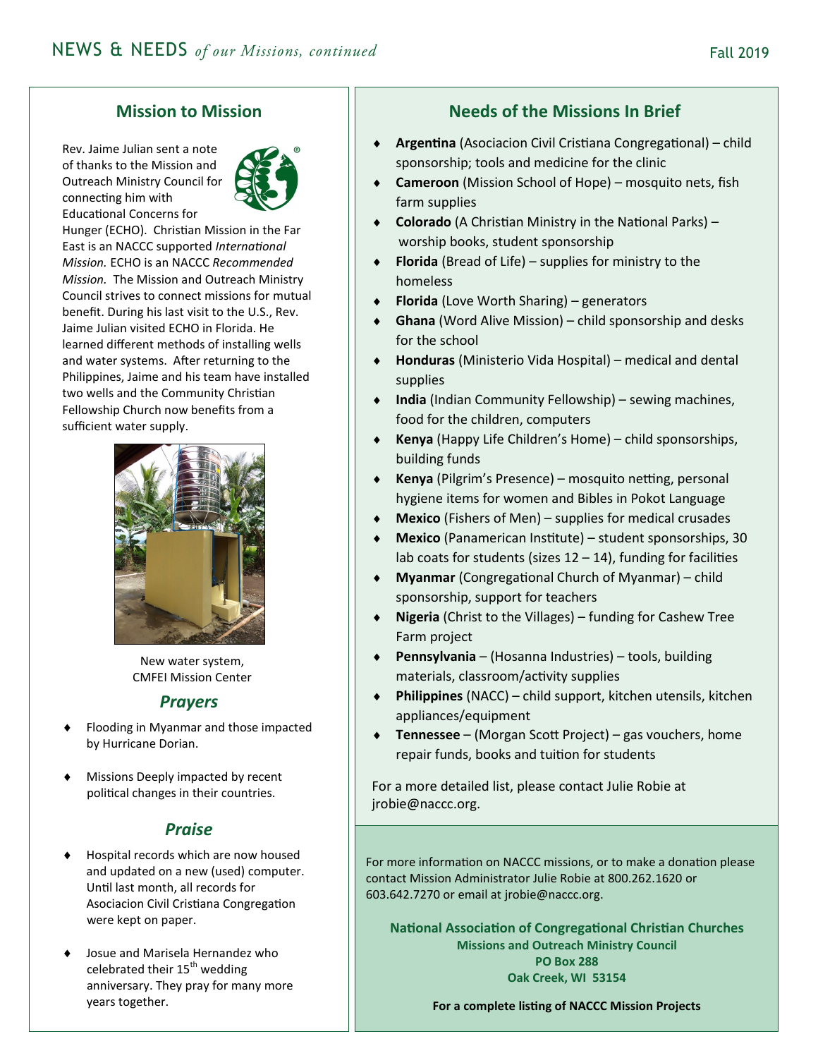## Mission to Mission

Rev. Jaime Julian sent a note of thanks to the Mission and Outreach Ministry Council for connecting him with Educational Concerns for Hunger (ECHO). Christian Mission in the Far East is an NACCC supported *International Mission.* ECHO is an NACCC *Recommended Mission.* The Mission and Outreach Ministry Council strives to connect missions for mutual benefit. During his last visit to the U.S., Rev. Jaime Julian visited ECHO in Florida. He learned different methods of installing wells and water systems. After returning to the Philippines, Jaime and his team have installed two wells and the Community Christian Fellowship Church now benefits from a sufficient water supply.

New water system, CMFEI Mission Center

### *Prayers*

- Flooding in Myanmar and those impacted by Hurricane Dorian.
- Missions Deeply impacted by recent political changes in their countries.

### *Praise*

- Hospital records which are now housed and updated on a new (used) computer. Until last month, all records for Asociacion Civil Cristiana Congregation were kept on paper.
- Josue and Marisela Hernandez who celebrated their 15th wedding anniversary. They pray for many more years together.

## Needs of the Missions In Brief

- **Argentina** (Asociacion Civil Cristiana Congregational) – child sponsorship; tools and medicine for the clinic
- **Cameroon** (Mission School of Hope) – mosquito nets, fish farm supplies
- **Colorado** (A Christian Ministry in the National Parks) – worship books, student sponsorship
- **Florida** (Bread of Life) – supplies for ministry to the homeless
- **Florida** (Love Worth Sharing) – generators
- **Ghana** (Word Alive Mission) – child sponsorship and desks for the school
- **Honduras** (Ministerio Vida Hospital) – medical and dental supplies
- **India** (Indian Community Fellowship) – sewing machines, food for the children, computers
- **Kenya** (Happy Life Children's Home) – child sponsorships, building funds
- **Kenya** (Pilgrim's Presence) – mosquito netting, personal hygiene items for women and Bibles in Pokot Language
- **Mexico** (Fishers of Men) – supplies for medical crusades
- **Mexico** (Panamerican Institute) – student sponsorships, 30 lab coats for students (sizes 12 – 14), funding for facilities
- **Myanmar** (Congregational Church of Myanmar) – child sponsorship, support for teachers
- **Nigeria** (Christ to the Villages) – funding for Cashew Tree Farm project
- **Pennsylvania** – (Hosanna Industries) – tools, building materials, classroom/activity supplies
- **Philippines** (NACC) – child support, kitchen utensils, kitchen appliances/equipment
- **Tennessee** – (Morgan Scott Project) – gas vouchers, home repair funds, books and tuition for students

For a more detailed list, please contact Julie Robie at jrobie@naccc.org.

For more information on NACCC missions, or to make a donation please contact Mission Administrator Julie Robie at 800.262.1620 or 603.642.7270 or email at jrobie@naccc.org.

**National Association of Congregational Christian Churches**
**Missions and Outreach Ministry Council**
**PO Box 288**
**Oak Creek, WI 53154**

**For a complete listing of NACCC Mission Projects**